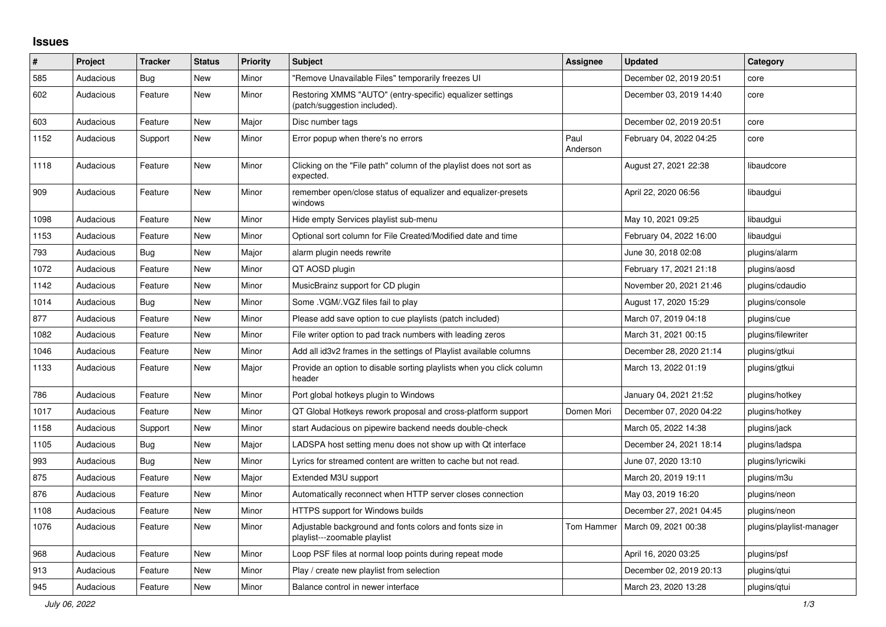## Issues

| # | Project | Tracker | Status | Priority | Subject | Assignee | Updated | Category |
|---|---|---|---|---|---|---|---|---|
| 585 | Audacious | Bug | New | Minor | "Remove Unavailable Files" temporarily freezes UI | | December 02, 2019 20:51 | core |
| 602 | Audacious | Feature | New | Minor | Restoring XMMS "AUTO" (entry-specific) equalizer settings (patch/suggestion included). | | December 03, 2019 14:40 | core |
| 603 | Audacious | Feature | New | Major | Disc number tags | | December 02, 2019 20:51 | core |
| 1152 | Audacious | Support | New | Minor | Error popup when there's no errors | Paul Anderson | February 04, 2022 04:25 | core |
| 1118 | Audacious | Feature | New | Minor | Clicking on the "File path" column of the playlist does not sort as expected. | | August 27, 2021 22:38 | libaudcore |
| 909 | Audacious | Feature | New | Minor | remember open/close status of equalizer and equalizer-presets windows | | April 22, 2020 06:56 | libaudgui |
| 1098 | Audacious | Feature | New | Minor | Hide empty Services playlist sub-menu | | May 10, 2021 09:25 | libaudgui |
| 1153 | Audacious | Feature | New | Minor | Optional sort column for File Created/Modified date and time | | February 04, 2022 16:00 | libaudgui |
| 793 | Audacious | Bug | New | Major | alarm plugin needs rewrite | | June 30, 2018 02:08 | plugins/alarm |
| 1072 | Audacious | Feature | New | Minor | QT AOSD plugin | | February 17, 2021 21:18 | plugins/aosd |
| 1142 | Audacious | Feature | New | Minor | MusicBrainz support for CD plugin | | November 20, 2021 21:46 | plugins/cdaudio |
| 1014 | Audacious | Bug | New | Minor | Some .VGM/.VGZ files fail to play | | August 17, 2020 15:29 | plugins/console |
| 877 | Audacious | Feature | New | Minor | Please add save option to cue playlists (patch included) | | March 07, 2019 04:18 | plugins/cue |
| 1082 | Audacious | Feature | New | Minor | File writer option to pad track numbers with leading zeros | | March 31, 2021 00:15 | plugins/filewriter |
| 1046 | Audacious | Feature | New | Minor | Add all id3v2 frames in the settings of Playlist available columns | | December 28, 2020 21:14 | plugins/gtkui |
| 1133 | Audacious | Feature | New | Major | Provide an option to disable sorting playlists when you click column header | | March 13, 2022 01:19 | plugins/gtkui |
| 786 | Audacious | Feature | New | Minor | Port global hotkeys plugin to Windows | | January 04, 2021 21:52 | plugins/hotkey |
| 1017 | Audacious | Feature | New | Minor | QT Global Hotkeys rework proposal and cross-platform support | Domen Mori | December 07, 2020 04:22 | plugins/hotkey |
| 1158 | Audacious | Support | New | Minor | start Audacious on pipewire backend needs double-check | | March 05, 2022 14:38 | plugins/jack |
| 1105 | Audacious | Bug | New | Major | LADSPA host setting menu does not show up with Qt interface | | December 24, 2021 18:14 | plugins/ladspa |
| 993 | Audacious | Bug | New | Minor | Lyrics for streamed content are written to cache but not read. | | June 07, 2020 13:10 | plugins/lyricwiki |
| 875 | Audacious | Feature | New | Major | Extended M3U support | | March 20, 2019 19:11 | plugins/m3u |
| 876 | Audacious | Feature | New | Minor | Automatically reconnect when HTTP server closes connection | | May 03, 2019 16:20 | plugins/neon |
| 1108 | Audacious | Feature | New | Minor | HTTPS support for Windows builds | | December 27, 2021 04:45 | plugins/neon |
| 1076 | Audacious | Feature | New | Minor | Adjustable background and fonts colors and fonts size in playlist---zoomable playlist | Tom Hammer | March 09, 2021 00:38 | plugins/playlist-manager |
| 968 | Audacious | Feature | New | Minor | Loop PSF files at normal loop points during repeat mode | | April 16, 2020 03:25 | plugins/psf |
| 913 | Audacious | Feature | New | Minor | Play / create new playlist from selection | | December 02, 2019 20:13 | plugins/qtui |
| 945 | Audacious | Feature | New | Minor | Balance control in newer interface | | March 23, 2020 13:28 | plugins/qtui |

*July 06, 2022*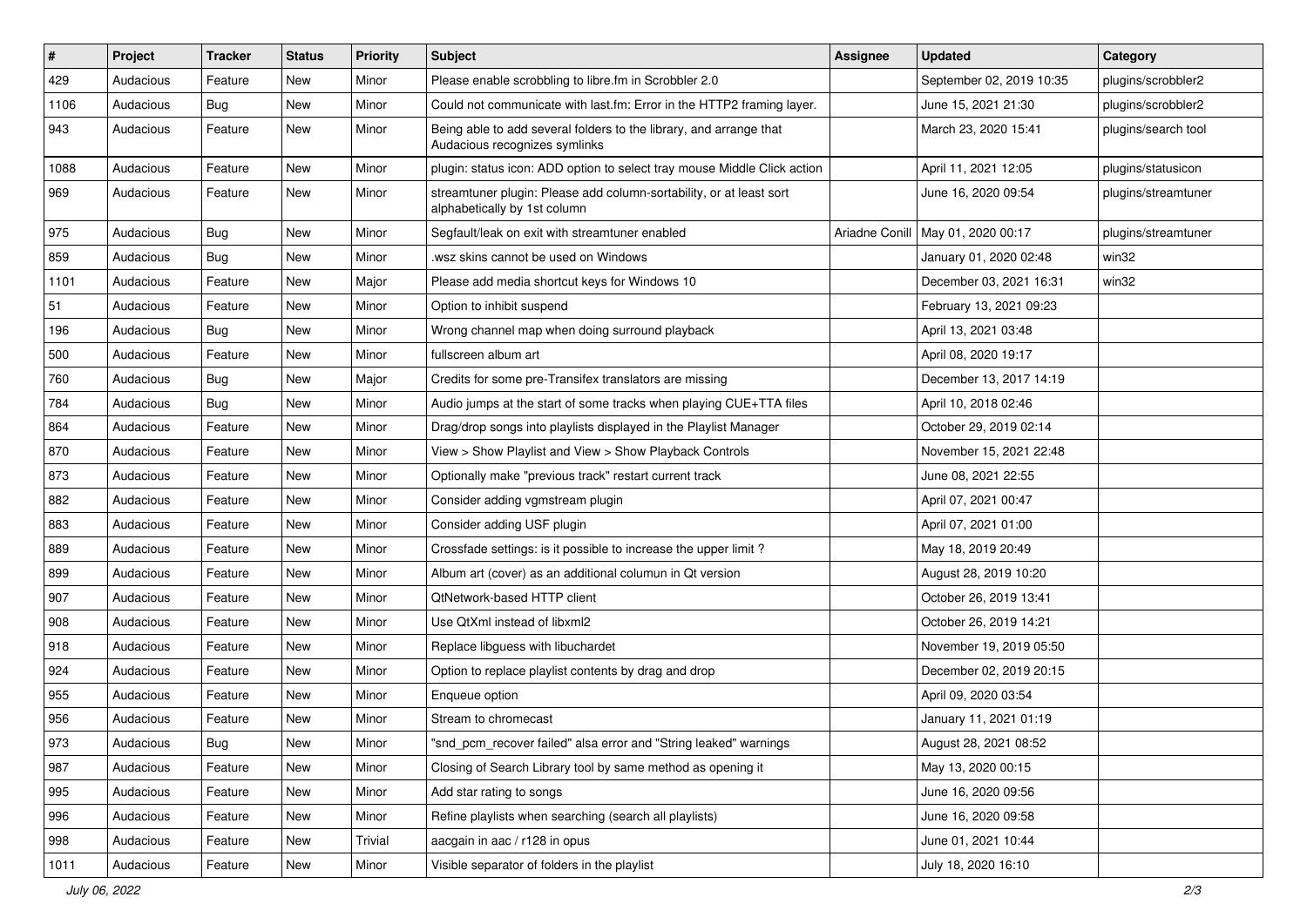| # | Project | Tracker | Status | Priority | Subject | Assignee | Updated | Category |
|---|---|---|---|---|---|---|---|---|
| 429 | Audacious | Feature | New | Minor | Please enable scrobbling to libre.fm in Scrobbler 2.0 | | September 02, 2019 10:35 | plugins/scrobbler2 |
| 1106 | Audacious | Bug | New | Minor | Could not communicate with last.fm: Error in the HTTP2 framing layer. | | June 15, 2021 21:30 | plugins/scrobbler2 |
| 943 | Audacious | Feature | New | Minor | Being able to add several folders to the library, and arrange that Audacious recognizes symlinks | | March 23, 2020 15:41 | plugins/search tool |
| 1088 | Audacious | Feature | New | Minor | plugin: status icon: ADD option to select tray mouse Middle Click action | | April 11, 2021 12:05 | plugins/statusicon |
| 969 | Audacious | Feature | New | Minor | streamtuner plugin: Please add column-sortability, or at least sort alphabetically by 1st column | | June 16, 2020 09:54 | plugins/streamtuner |
| 975 | Audacious | Bug | New | Minor | Segfault/leak on exit with streamtuner enabled | Ariadne Conill | May 01, 2020 00:17 | plugins/streamtuner |
| 859 | Audacious | Bug | New | Minor | .wsz skins cannot be used on Windows | | January 01, 2020 02:48 | win32 |
| 1101 | Audacious | Feature | New | Major | Please add media shortcut keys for Windows 10 | | December 03, 2021 16:31 | win32 |
| 51 | Audacious | Feature | New | Minor | Option to inhibit suspend | | February 13, 2021 09:23 | |
| 196 | Audacious | Bug | New | Minor | Wrong channel map when doing surround playback | | April 13, 2021 03:48 | |
| 500 | Audacious | Feature | New | Minor | fullscreen album art | | April 08, 2020 19:17 | |
| 760 | Audacious | Bug | New | Major | Credits for some pre-Transifex translators are missing | | December 13, 2017 14:19 | |
| 784 | Audacious | Bug | New | Minor | Audio jumps at the start of some tracks when playing CUE+TTA files | | April 10, 2018 02:46 | |
| 864 | Audacious | Feature | New | Minor | Drag/drop songs into playlists displayed in the Playlist Manager | | October 29, 2019 02:14 | |
| 870 | Audacious | Feature | New | Minor | View > Show Playlist and View > Show Playback Controls | | November 15, 2021 22:48 | |
| 873 | Audacious | Feature | New | Minor | Optionally make "previous track" restart current track | | June 08, 2021 22:55 | |
| 882 | Audacious | Feature | New | Minor | Consider adding vgmstream plugin | | April 07, 2021 00:47 | |
| 883 | Audacious | Feature | New | Minor | Consider adding USF plugin | | April 07, 2021 01:00 | |
| 889 | Audacious | Feature | New | Minor | Crossfade settings: is it possible to increase the upper limit ? | | May 18, 2019 20:49 | |
| 899 | Audacious | Feature | New | Minor | Album art (cover) as an additional columun in Qt version | | August 28, 2019 10:20 | |
| 907 | Audacious | Feature | New | Minor | QtNetwork-based HTTP client | | October 26, 2019 13:41 | |
| 908 | Audacious | Feature | New | Minor | Use QtXml instead of libxml2 | | October 26, 2019 14:21 | |
| 918 | Audacious | Feature | New | Minor | Replace libguess with libuchardet | | November 19, 2019 05:50 | |
| 924 | Audacious | Feature | New | Minor | Option to replace playlist contents by drag and drop | | December 02, 2019 20:15 | |
| 955 | Audacious | Feature | New | Minor | Enqueue option | | April 09, 2020 03:54 | |
| 956 | Audacious | Feature | New | Minor | Stream to chromecast | | January 11, 2021 01:19 | |
| 973 | Audacious | Bug | New | Minor | "snd_pcm_recover failed" alsa error and "String leaked" warnings | | August 28, 2021 08:52 | |
| 987 | Audacious | Feature | New | Minor | Closing of Search Library tool by same method as opening it | | May 13, 2020 00:15 | |
| 995 | Audacious | Feature | New | Minor | Add star rating to songs | | June 16, 2020 09:56 | |
| 996 | Audacious | Feature | New | Minor | Refine playlists when searching (search all playlists) | | June 16, 2020 09:58 | |
| 998 | Audacious | Feature | New | Trivial | aacgain in aac / r128 in opus | | June 01, 2021 10:44 | |
| 1011 | Audacious | Feature | New | Minor | Visible separator of folders in the playlist | | July 18, 2020 16:10 | |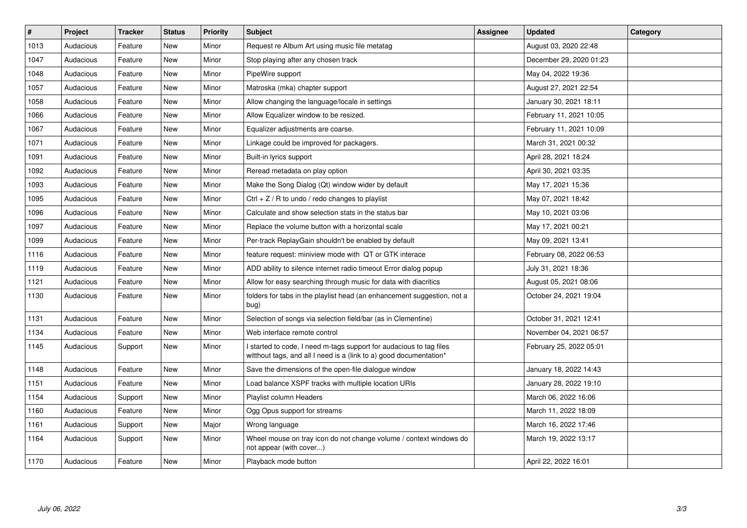| # | Project | Tracker | Status | Priority | Subject | Assignee | Updated | Category |
|---|---|---|---|---|---|---|---|---|
| 1013 | Audacious | Feature | New | Minor | Request re Album Art using music file metatag | | August 03, 2020 22:48 | |
| 1047 | Audacious | Feature | New | Minor | Stop playing after any chosen track | | December 29, 2020 01:23 | |
| 1048 | Audacious | Feature | New | Minor | PipeWire support | | May 04, 2022 19:36 | |
| 1057 | Audacious | Feature | New | Minor | Matroska (mka) chapter support | | August 27, 2021 22:54 | |
| 1058 | Audacious | Feature | New | Minor | Allow changing the language/locale in settings | | January 30, 2021 18:11 | |
| 1066 | Audacious | Feature | New | Minor | Allow Equalizer window to be resized. | | February 11, 2021 10:05 | |
| 1067 | Audacious | Feature | New | Minor | Equalizer adjustments are coarse. | | February 11, 2021 10:09 | |
| 1071 | Audacious | Feature | New | Minor | Linkage could be improved for packagers. | | March 31, 2021 00:32 | |
| 1091 | Audacious | Feature | New | Minor | Built-in lyrics support | | April 28, 2021 18:24 | |
| 1092 | Audacious | Feature | New | Minor | Reread metadata on play option | | April 30, 2021 03:35 | |
| 1093 | Audacious | Feature | New | Minor | Make the Song Dialog (Qt) window wider by default | | May 17, 2021 15:36 | |
| 1095 | Audacious | Feature | New | Minor | Ctrl + Z / R to undo / redo changes to playlist | | May 07, 2021 18:42 | |
| 1096 | Audacious | Feature | New | Minor | Calculate and show selection stats in the status bar | | May 10, 2021 03:06 | |
| 1097 | Audacious | Feature | New | Minor | Replace the volume button with a horizontal scale | | May 17, 2021 00:21 | |
| 1099 | Audacious | Feature | New | Minor | Per-track ReplayGain shouldn't be enabled by default | | May 09, 2021 13:41 | |
| 1116 | Audacious | Feature | New | Minor | feature request: miniview mode with QT or GTK interace | | February 08, 2022 06:53 | |
| 1119 | Audacious | Feature | New | Minor | ADD ability to silence internet radio timeout Error dialog popup | | July 31, 2021 18:36 | |
| 1121 | Audacious | Feature | New | Minor | Allow for easy searching through music for data with diacritics | | August 05, 2021 08:06 | |
| 1130 | Audacious | Feature | New | Minor | folders for tabs in the playlist head (an enhancement suggestion, not a bug) | | October 24, 2021 19:04 | |
| 1131 | Audacious | Feature | New | Minor | Selection of songs via selection field/bar (as in Clementine) | | October 31, 2021 12:41 | |
| 1134 | Audacious | Feature | New | Minor | Web interface remote control | | November 04, 2021 06:57 | |
| 1145 | Audacious | Support | New | Minor | I started to code, I need m-tags support for audacious to tag files witthout tags, and all I need is a (link to a) good documentation* | | February 25, 2022 05:01 | |
| 1148 | Audacious | Feature | New | Minor | Save the dimensions of the open-file dialogue window | | January 18, 2022 14:43 | |
| 1151 | Audacious | Feature | New | Minor | Load balance XSPF tracks with multiple location URIs | | January 28, 2022 19:10 | |
| 1154 | Audacious | Support | New | Minor | Playlist column Headers | | March 06, 2022 16:06 | |
| 1160 | Audacious | Feature | New | Minor | Ogg Opus support for streams | | March 11, 2022 18:09 | |
| 1161 | Audacious | Support | New | Major | Wrong language | | March 16, 2022 17:46 | |
| 1164 | Audacious | Support | New | Minor | Wheel mouse on tray icon do not change volume / context windows do not appear (with cover...) | | March 19, 2022 13:17 | |
| 1170 | Audacious | Feature | New | Minor | Playback mode button | | April 22, 2022 16:01 | |